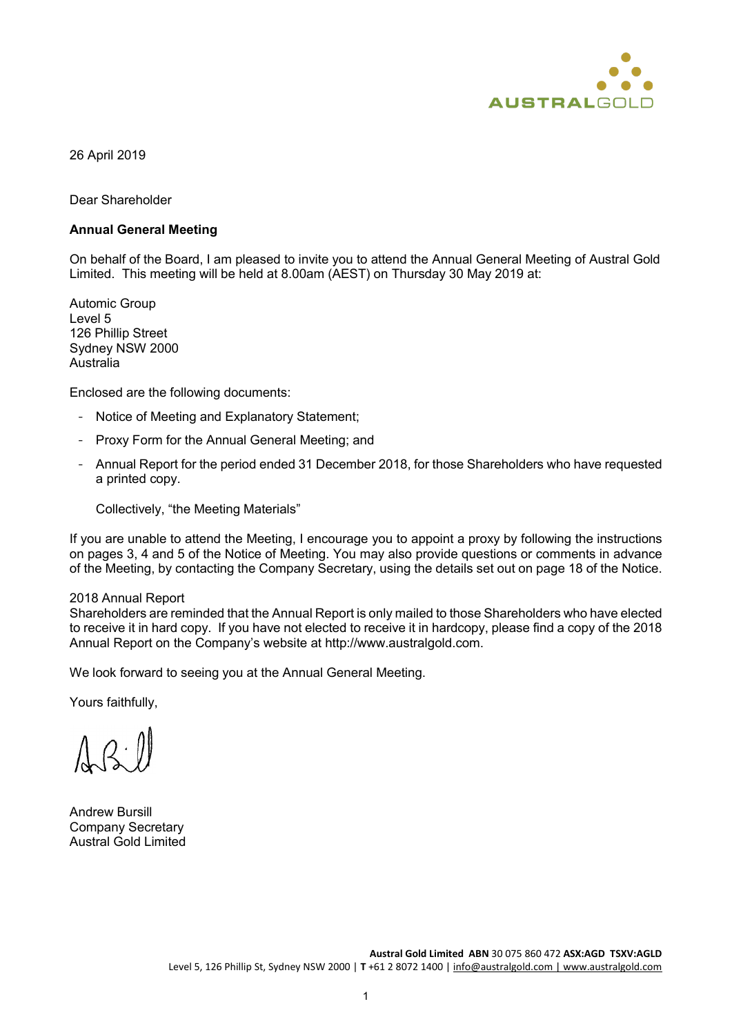26 April 2019

Dear Shareholder

**Annual General Meeting**

On behalf of the Board, I am pleased to invite you to attend the Annual General Meeting of Austral Gold Limited. This meeting will be held at 8.00am (AEST) on Thursday 30 May 2019 at:

Automic Group
Level 5
126 Phillip Street
Sydney NSW 2000
Australia

Enclosed are the following documents:

- Notice of Meeting and Explanatory Statement;
- Proxy Form for the Annual General Meeting; and
- Annual Report for the period ended 31 December 2018, for those Shareholders who have requested a printed copy.

  Collectively, "the Meeting Materials"

If you are unable to attend the Meeting, I encourage you to appoint a proxy by following the instructions on pages 3, 4 and 5 of the Notice of Meeting. You may also provide questions or comments in advance of the Meeting, by contacting the Company Secretary, using the details set out on page 18 of the Notice.

2018 Annual Report
Shareholders are reminded that the Annual Report is only mailed to those Shareholders who have elected to receive it in hard copy. If you have not elected to receive it in hardcopy, please find a copy of the 2018 Annual Report on the Company's website at http://www.australgold.com.

We look forward to seeing you at the Annual General Meeting.

Yours faithfully,

Andrew Bursill
Company Secretary
Austral Gold Limited

**Austral Gold Limited ABN** 30 075 860 472 **ASX:AGD TSXV:AGLD**
Level 5, 126 Phillip St, Sydney NSW 2000 | **T** +61 2 8072 1400 | info@australgold.com | www.australgold.com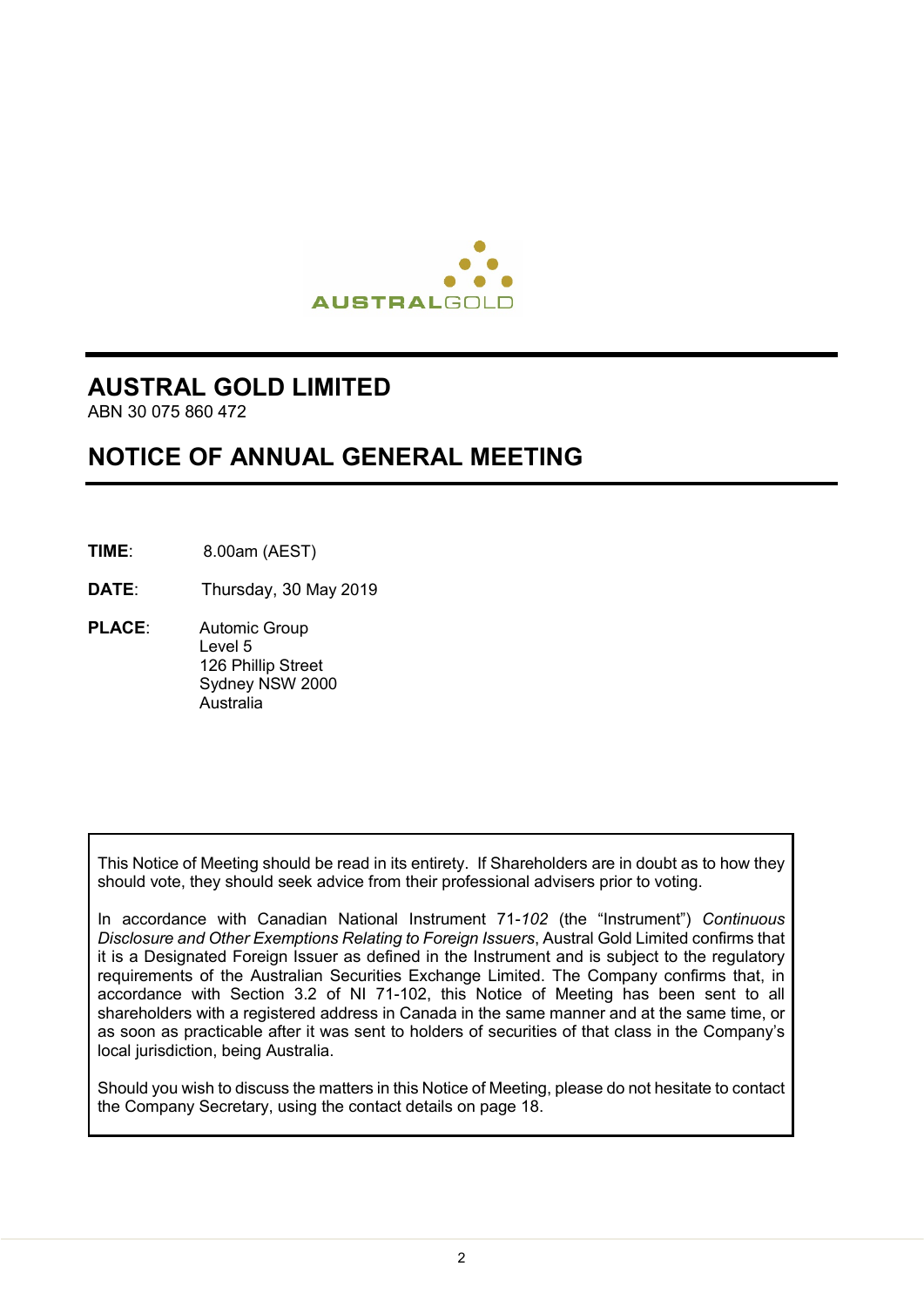AUSTRALGOLD

# AUSTRAL GOLD LIMITED

ABN 30 075 860 472

# NOTICE OF ANNUAL GENERAL MEETING

**TIME**: 8.00am (AEST)

**DATE**: Thursday, 30 May 2019

**PLACE**: Automic Group
Level 5
126 Phillip Street
Sydney NSW 2000
Australia

This Notice of Meeting should be read in its entirety. If Shareholders are in doubt as to how they should vote, they should seek advice from their professional advisers prior to voting.

In accordance with Canadian National Instrument 71-*102* (the "Instrument") *Continuous Disclosure and Other Exemptions Relating to Foreign Issuers*, Austral Gold Limited confirms that it is a Designated Foreign Issuer as defined in the Instrument and is subject to the regulatory requirements of the Australian Securities Exchange Limited. The Company confirms that, in accordance with Section 3.2 of NI 71-102, this Notice of Meeting has been sent to all shareholders with a registered address in Canada in the same manner and at the same time, or as soon as practicable after it was sent to holders of securities of that class in the Company's local jurisdiction, being Australia.

Should you wish to discuss the matters in this Notice of Meeting, please do not hesitate to contact the Company Secretary, using the contact details on page 18.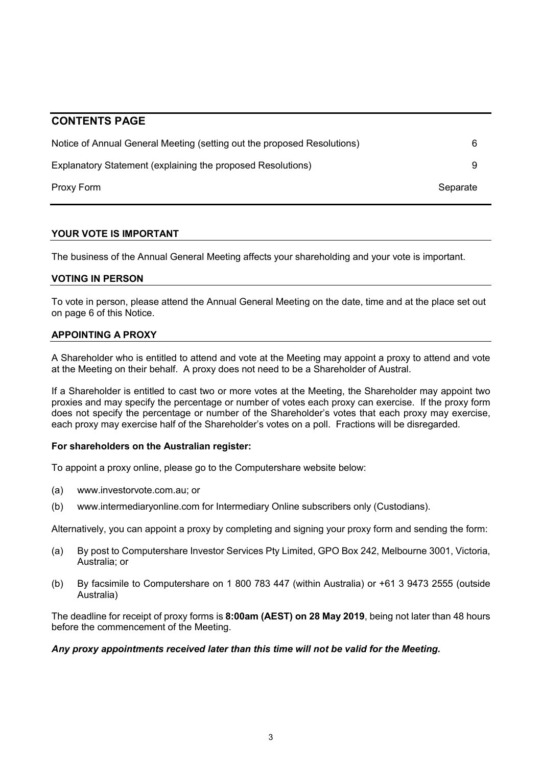## CONTENTS PAGE

| | |
|---|---|
| Notice of Annual General Meeting (setting out the proposed Resolutions) | 6 |
| Explanatory Statement (explaining the proposed Resolutions) | 9 |
| Proxy Form | Separate |

**YOUR VOTE IS IMPORTANT**

The business of the Annual General Meeting affects your shareholding and your vote is important.

**VOTING IN PERSON**

To vote in person, please attend the Annual General Meeting on the date, time and at the place set out on page 6 of this Notice.

**APPOINTING A PROXY**

A Shareholder who is entitled to attend and vote at the Meeting may appoint a proxy to attend and vote at the Meeting on their behalf. A proxy does not need to be a Shareholder of Austral.

If a Shareholder is entitled to cast two or more votes at the Meeting, the Shareholder may appoint two proxies and may specify the percentage or number of votes each proxy can exercise. If the proxy form does not specify the percentage or number of the Shareholder's votes that each proxy may exercise, each proxy may exercise half of the Shareholder's votes on a poll. Fractions will be disregarded.

**For shareholders on the Australian register:**

To appoint a proxy online, please go to the Computershare website below:

(a) www.investorvote.com.au; or

(b) www.intermediaryonline.com for Intermediary Online subscribers only (Custodians).

Alternatively, you can appoint a proxy by completing and signing your proxy form and sending the form:

(a) By post to Computershare Investor Services Pty Limited, GPO Box 242, Melbourne 3001, Victoria, Australia; or

(b) By facsimile to Computershare on 1 800 783 447 (within Australia) or +61 3 9473 2555 (outside Australia)

The deadline for receipt of proxy forms is **8:00am (AEST) on 28 May 2019**, being not later than 48 hours before the commencement of the Meeting.

***Any proxy appointments received later than this time will not be valid for the Meeting.***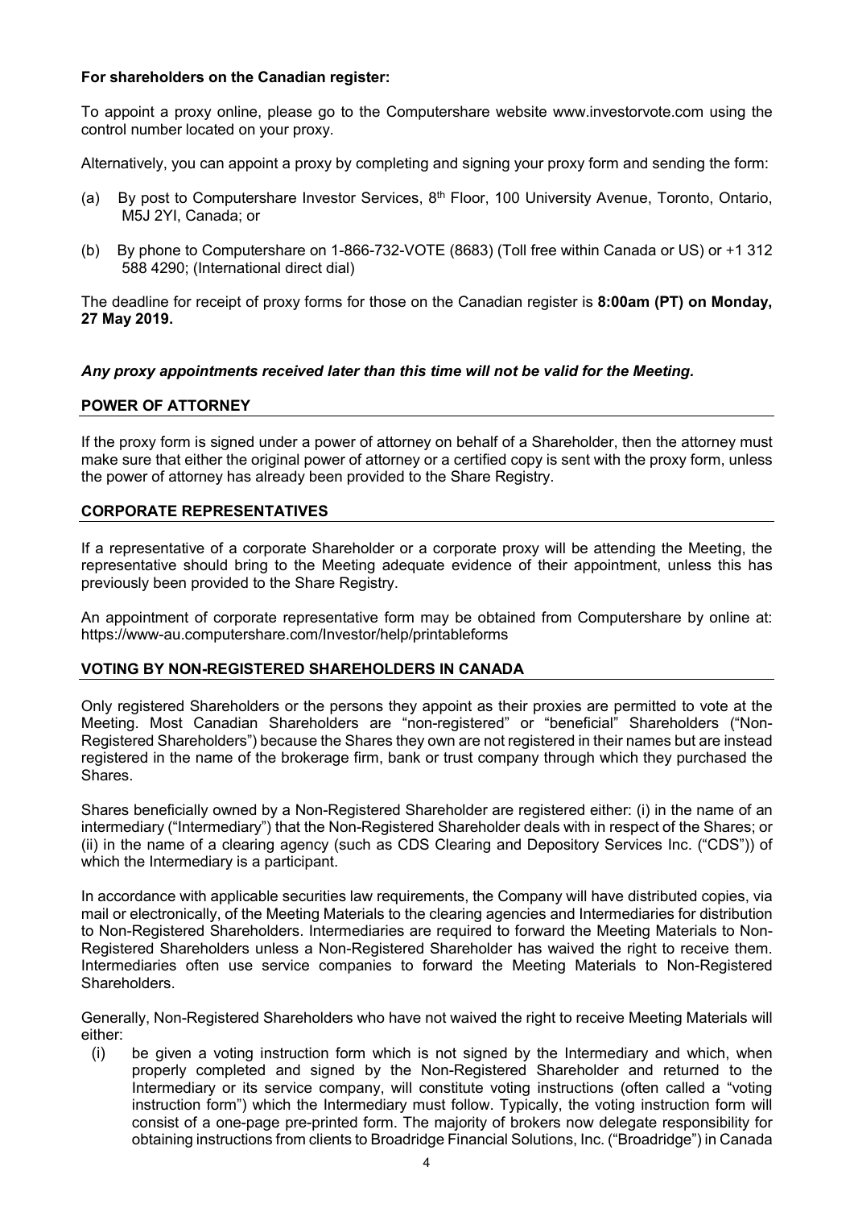**For shareholders on the Canadian register:**

To appoint a proxy online, please go to the Computershare website www.investorvote.com using the control number located on your proxy.

Alternatively, you can appoint a proxy by completing and signing your proxy form and sending the form:

(a) By post to Computershare Investor Services, 8th Floor, 100 University Avenue, Toronto, Ontario, M5J 2YI, Canada; or

(b) By phone to Computershare on 1-866-732-VOTE (8683) (Toll free within Canada or US) or +1 312 588 4290; (International direct dial)

The deadline for receipt of proxy forms for those on the Canadian register is **8:00am (PT) on Monday, 27 May 2019.**

***Any proxy appointments received later than this time will not be valid for the Meeting.***

## POWER OF ATTORNEY

If the proxy form is signed under a power of attorney on behalf of a Shareholder, then the attorney must make sure that either the original power of attorney or a certified copy is sent with the proxy form, unless the power of attorney has already been provided to the Share Registry.

## CORPORATE REPRESENTATIVES

If a representative of a corporate Shareholder or a corporate proxy will be attending the Meeting, the representative should bring to the Meeting adequate evidence of their appointment, unless this has previously been provided to the Share Registry.

An appointment of corporate representative form may be obtained from Computershare by online at: https://www-au.computershare.com/Investor/help/printableforms

## VOTING BY NON-REGISTERED SHAREHOLDERS IN CANADA

Only registered Shareholders or the persons they appoint as their proxies are permitted to vote at the Meeting. Most Canadian Shareholders are "non-registered" or "beneficial" Shareholders ("Non-Registered Shareholders") because the Shares they own are not registered in their names but are instead registered in the name of the brokerage firm, bank or trust company through which they purchased the Shares.

Shares beneficially owned by a Non-Registered Shareholder are registered either: (i) in the name of an intermediary ("Intermediary") that the Non-Registered Shareholder deals with in respect of the Shares; or (ii) in the name of a clearing agency (such as CDS Clearing and Depository Services Inc. ("CDS")) of which the Intermediary is a participant.

In accordance with applicable securities law requirements, the Company will have distributed copies, via mail or electronically, of the Meeting Materials to the clearing agencies and Intermediaries for distribution to Non-Registered Shareholders. Intermediaries are required to forward the Meeting Materials to Non-Registered Shareholders unless a Non-Registered Shareholder has waived the right to receive them. Intermediaries often use service companies to forward the Meeting Materials to Non-Registered Shareholders.

Generally, Non-Registered Shareholders who have not waived the right to receive Meeting Materials will either:

(i) be given a voting instruction form which is not signed by the Intermediary and which, when properly completed and signed by the Non-Registered Shareholder and returned to the Intermediary or its service company, will constitute voting instructions (often called a "voting instruction form") which the Intermediary must follow. Typically, the voting instruction form will consist of a one-page pre-printed form. The majority of brokers now delegate responsibility for obtaining instructions from clients to Broadridge Financial Solutions, Inc. ("Broadridge") in Canada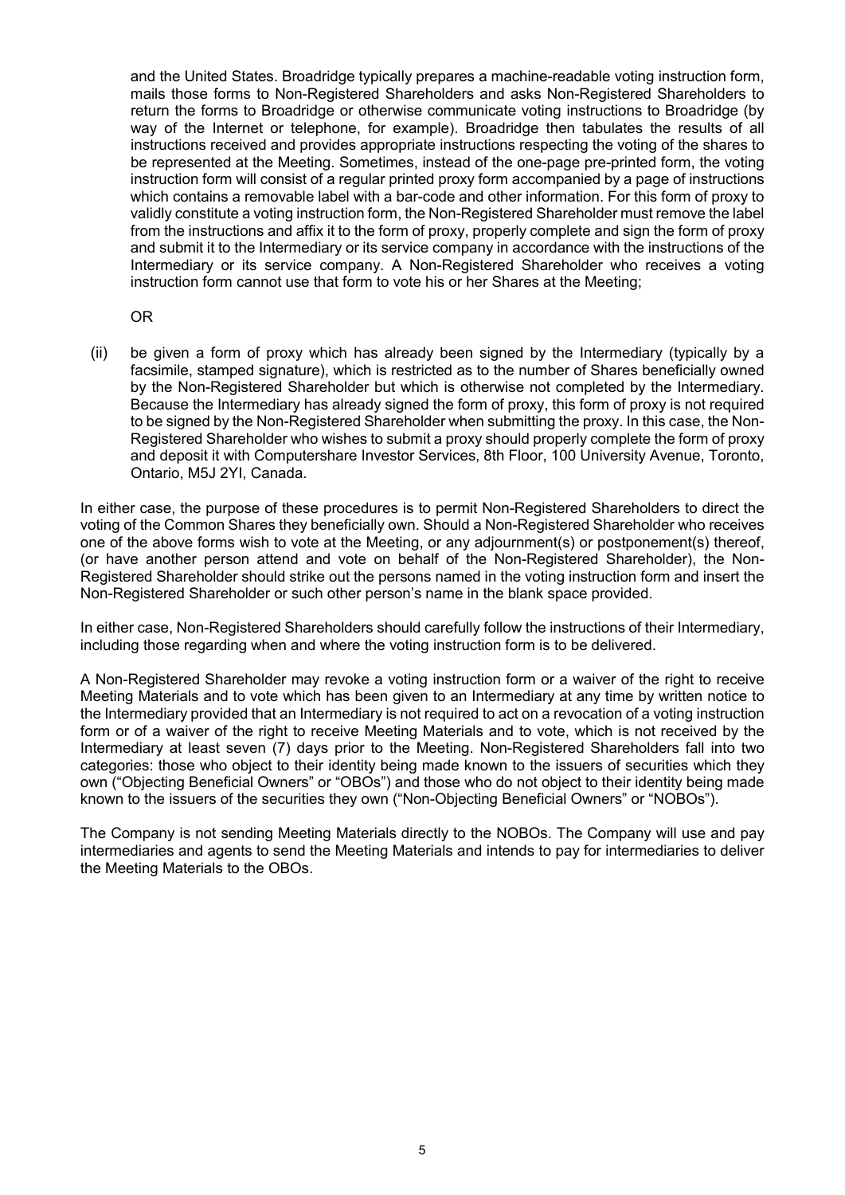and the United States. Broadridge typically prepares a machine-readable voting instruction form, mails those forms to Non-Registered Shareholders and asks Non-Registered Shareholders to return the forms to Broadridge or otherwise communicate voting instructions to Broadridge (by way of the Internet or telephone, for example). Broadridge then tabulates the results of all instructions received and provides appropriate instructions respecting the voting of the shares to be represented at the Meeting. Sometimes, instead of the one-page pre-printed form, the voting instruction form will consist of a regular printed proxy form accompanied by a page of instructions which contains a removable label with a bar-code and other information. For this form of proxy to validly constitute a voting instruction form, the Non-Registered Shareholder must remove the label from the instructions and affix it to the form of proxy, properly complete and sign the form of proxy and submit it to the Intermediary or its service company in accordance with the instructions of the Intermediary or its service company. A Non-Registered Shareholder who receives a voting instruction form cannot use that form to vote his or her Shares at the Meeting;

OR

(ii) be given a form of proxy which has already been signed by the Intermediary (typically by a facsimile, stamped signature), which is restricted as to the number of Shares beneficially owned by the Non-Registered Shareholder but which is otherwise not completed by the Intermediary. Because the Intermediary has already signed the form of proxy, this form of proxy is not required to be signed by the Non-Registered Shareholder when submitting the proxy. In this case, the Non-Registered Shareholder who wishes to submit a proxy should properly complete the form of proxy and deposit it with Computershare Investor Services, 8th Floor, 100 University Avenue, Toronto, Ontario, M5J 2YI, Canada.

In either case, the purpose of these procedures is to permit Non-Registered Shareholders to direct the voting of the Common Shares they beneficially own. Should a Non-Registered Shareholder who receives one of the above forms wish to vote at the Meeting, or any adjournment(s) or postponement(s) thereof, (or have another person attend and vote on behalf of the Non-Registered Shareholder), the Non-Registered Shareholder should strike out the persons named in the voting instruction form and insert the Non-Registered Shareholder or such other person's name in the blank space provided.

In either case, Non-Registered Shareholders should carefully follow the instructions of their Intermediary, including those regarding when and where the voting instruction form is to be delivered.

A Non-Registered Shareholder may revoke a voting instruction form or a waiver of the right to receive Meeting Materials and to vote which has been given to an Intermediary at any time by written notice to the Intermediary provided that an Intermediary is not required to act on a revocation of a voting instruction form or of a waiver of the right to receive Meeting Materials and to vote, which is not received by the Intermediary at least seven (7) days prior to the Meeting. Non-Registered Shareholders fall into two categories: those who object to their identity being made known to the issuers of securities which they own ("Objecting Beneficial Owners" or "OBOs") and those who do not object to their identity being made known to the issuers of the securities they own ("Non-Objecting Beneficial Owners" or "NOBOs").

The Company is not sending Meeting Materials directly to the NOBOs. The Company will use and pay intermediaries and agents to send the Meeting Materials and intends to pay for intermediaries to deliver the Meeting Materials to the OBOs.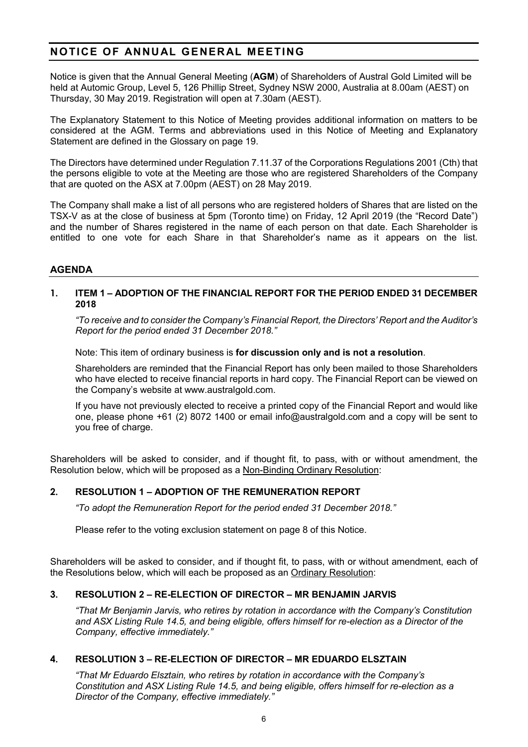# NOTICE OF ANNUAL GENERAL MEETING

Notice is given that the Annual General Meeting (**AGM**) of Shareholders of Austral Gold Limited will be held at Automic Group, Level 5, 126 Phillip Street, Sydney NSW 2000, Australia at 8.00am (AEST) on Thursday, 30 May 2019. Registration will open at 7.30am (AEST).

The Explanatory Statement to this Notice of Meeting provides additional information on matters to be considered at the AGM. Terms and abbreviations used in this Notice of Meeting and Explanatory Statement are defined in the Glossary on page 19.

The Directors have determined under Regulation 7.11.37 of the Corporations Regulations 2001 (Cth) that the persons eligible to vote at the Meeting are those who are registered Shareholders of the Company that are quoted on the ASX at 7.00pm (AEST) on 28 May 2019.

The Company shall make a list of all persons who are registered holders of Shares that are listed on the TSX-V as at the close of business at 5pm (Toronto time) on Friday, 12 April 2019 (the "Record Date") and the number of Shares registered in the name of each person on that date. Each Shareholder is entitled to one vote for each Share in that Shareholder's name as it appears on the list.

## AGENDA

### 1. ITEM 1 – ADOPTION OF THE FINANCIAL REPORT FOR THE PERIOD ENDED 31 DECEMBER 2018

*"To receive and to consider the Company's Financial Report, the Directors' Report and the Auditor's Report for the period ended 31 December 2018."*

Note: This item of ordinary business is **for discussion only and is not a resolution**.

Shareholders are reminded that the Financial Report has only been mailed to those Shareholders who have elected to receive financial reports in hard copy. The Financial Report can be viewed on the Company's website at www.australgold.com.

If you have not previously elected to receive a printed copy of the Financial Report and would like one, please phone +61 (2) 8072 1400 or email info@australgold.com and a copy will be sent to you free of charge.

Shareholders will be asked to consider, and if thought fit, to pass, with or without amendment, the Resolution below, which will be proposed as a Non-Binding Ordinary Resolution:

### 2. RESOLUTION 1 – ADOPTION OF THE REMUNERATION REPORT

*"To adopt the Remuneration Report for the period ended 31 December 2018."*

Please refer to the voting exclusion statement on page 8 of this Notice.

Shareholders will be asked to consider, and if thought fit, to pass, with or without amendment, each of the Resolutions below, which will each be proposed as an Ordinary Resolution:

### 3. RESOLUTION 2 – RE-ELECTION OF DIRECTOR – MR BENJAMIN JARVIS

*"That Mr Benjamin Jarvis, who retires by rotation in accordance with the Company's Constitution and ASX Listing Rule 14.5, and being eligible, offers himself for re-election as a Director of the Company, effective immediately."*

### 4. RESOLUTION 3 – RE-ELECTION OF DIRECTOR – MR EDUARDO ELSZTAIN

*"That Mr Eduardo Elsztain, who retires by rotation in accordance with the Company's Constitution and ASX Listing Rule 14.5, and being eligible, offers himself for re-election as a Director of the Company, effective immediately."*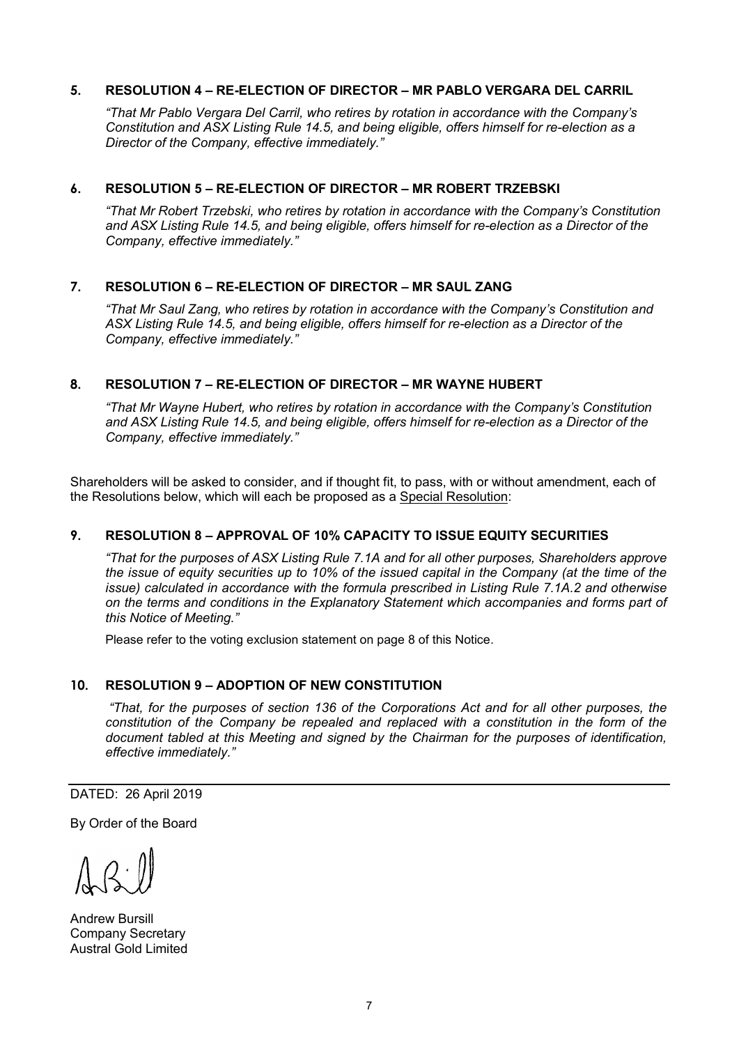### 5. RESOLUTION 4 – RE-ELECTION OF DIRECTOR – MR PABLO VERGARA DEL CARRIL

*"That Mr Pablo Vergara Del Carril, who retires by rotation in accordance with the Company's Constitution and ASX Listing Rule 14.5, and being eligible, offers himself for re-election as a Director of the Company, effective immediately."*

### 6. RESOLUTION 5 – RE-ELECTION OF DIRECTOR – MR ROBERT TRZEBSKI

*"That Mr Robert Trzebski, who retires by rotation in accordance with the Company's Constitution and ASX Listing Rule 14.5, and being eligible, offers himself for re-election as a Director of the Company, effective immediately."*

### 7. RESOLUTION 6 – RE-ELECTION OF DIRECTOR – MR SAUL ZANG

*"That Mr Saul Zang, who retires by rotation in accordance with the Company's Constitution and ASX Listing Rule 14.5, and being eligible, offers himself for re-election as a Director of the Company, effective immediately."*

### 8. RESOLUTION 7 – RE-ELECTION OF DIRECTOR – MR WAYNE HUBERT

*"That Mr Wayne Hubert, who retires by rotation in accordance with the Company's Constitution and ASX Listing Rule 14.5, and being eligible, offers himself for re-election as a Director of the Company, effective immediately."*

Shareholders will be asked to consider, and if thought fit, to pass, with or without amendment, each of the Resolutions below, which will each be proposed as a Special Resolution:

### 9. RESOLUTION 8 – APPROVAL OF 10% CAPACITY TO ISSUE EQUITY SECURITIES

*"That for the purposes of ASX Listing Rule 7.1A and for all other purposes, Shareholders approve the issue of equity securities up to 10% of the issued capital in the Company (at the time of the issue) calculated in accordance with the formula prescribed in Listing Rule 7.1A.2 and otherwise on the terms and conditions in the Explanatory Statement which accompanies and forms part of this Notice of Meeting."*

Please refer to the voting exclusion statement on page 8 of this Notice.

### 10. RESOLUTION 9 – ADOPTION OF NEW CONSTITUTION

*"That, for the purposes of section 136 of the Corporations Act and for all other purposes, the constitution of the Company be repealed and replaced with a constitution in the form of the document tabled at this Meeting and signed by the Chairman for the purposes of identification, effective immediately."*

---

DATED: 26 April 2019

By Order of the Board

Andrew Bursill
Company Secretary
Austral Gold Limited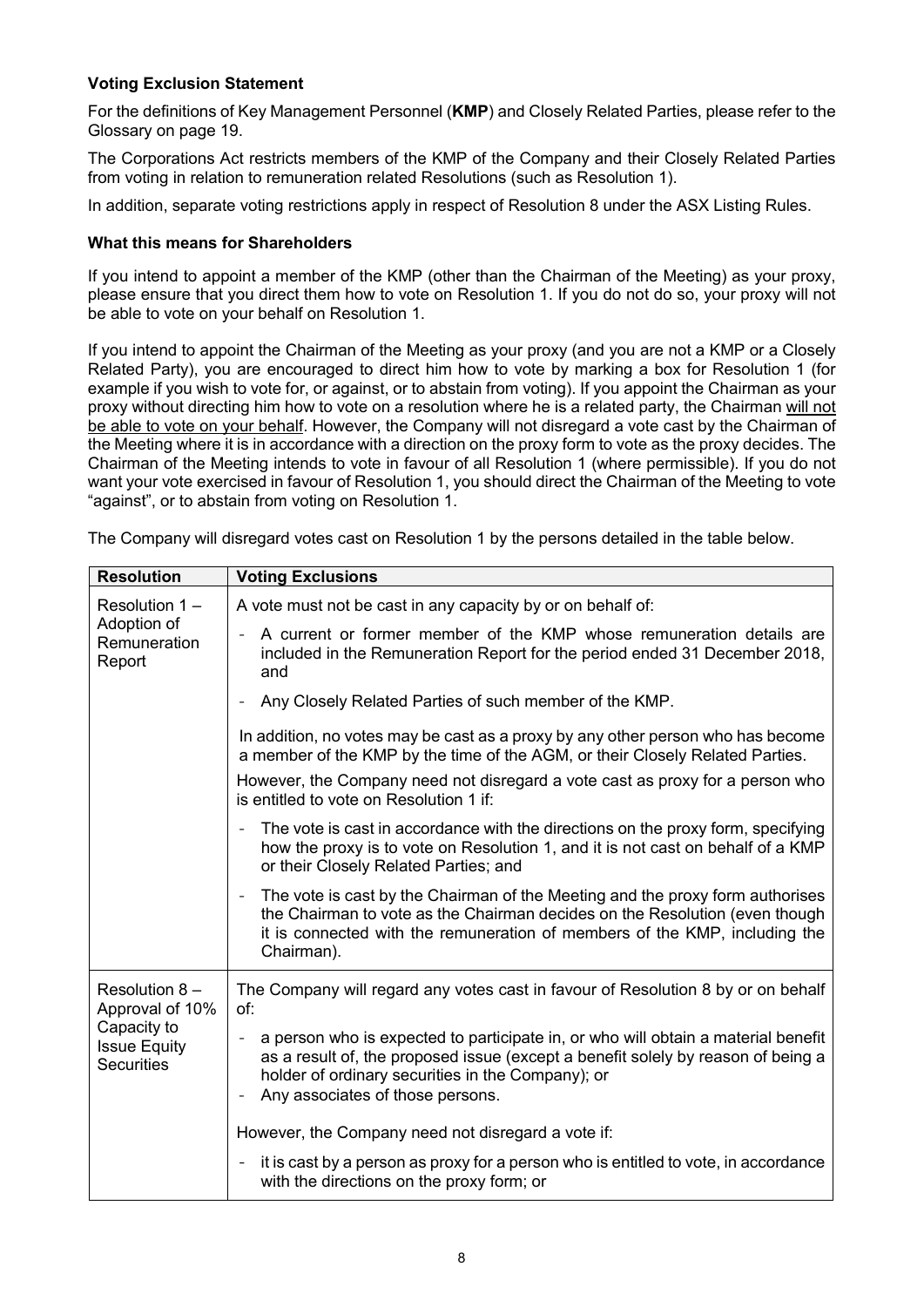**Voting Exclusion Statement**

For the definitions of Key Management Personnel (**KMP**) and Closely Related Parties, please refer to the Glossary on page 19.

The Corporations Act restricts members of the KMP of the Company and their Closely Related Parties from voting in relation to remuneration related Resolutions (such as Resolution 1).

In addition, separate voting restrictions apply in respect of Resolution 8 under the ASX Listing Rules.

**What this means for Shareholders**

If you intend to appoint a member of the KMP (other than the Chairman of the Meeting) as your proxy, please ensure that you direct them how to vote on Resolution 1. If you do not do so, your proxy will not be able to vote on your behalf on Resolution 1.

If you intend to appoint the Chairman of the Meeting as your proxy (and you are not a KMP or a Closely Related Party), you are encouraged to direct him how to vote by marking a box for Resolution 1 (for example if you wish to vote for, or against, or to abstain from voting). If you appoint the Chairman as your proxy without directing him how to vote on a resolution where he is a related party, the Chairman <u>will not be able to vote on your behalf</u>. However, the Company will not disregard a vote cast by the Chairman of the Meeting where it is in accordance with a direction on the proxy form to vote as the proxy decides. The Chairman of the Meeting intends to vote in favour of all Resolution 1 (where permissible). If you do not want your vote exercised in favour of Resolution 1, you should direct the Chairman of the Meeting to vote "against", or to abstain from voting on Resolution 1.

The Company will disregard votes cast on Resolution 1 by the persons detailed in the table below.

| Resolution | Voting Exclusions |
|---|---|
| Resolution 1 – Adoption of Remuneration Report | A vote must not be cast in any capacity by or on behalf of:<br>- A current or former member of the KMP whose remuneration details are included in the Remuneration Report for the period ended 31 December 2018, and<br>- Any Closely Related Parties of such member of the KMP.<br>In addition, no votes may be cast as a proxy by any other person who has become a member of the KMP by the time of the AGM, or their Closely Related Parties.<br>However, the Company need not disregard a vote cast as proxy for a person who is entitled to vote on Resolution 1 if:<br>- The vote is cast in accordance with the directions on the proxy form, specifying how the proxy is to vote on Resolution 1, and it is not cast on behalf of a KMP or their Closely Related Parties; and<br>- The vote is cast by the Chairman of the Meeting and the proxy form authorises the Chairman to vote as the Chairman decides on the Resolution (even though it is connected with the remuneration of members of the KMP, including the Chairman). |
| Resolution 8 – Approval of 10% Capacity to Issue Equity Securities | The Company will regard any votes cast in favour of Resolution 8 by or on behalf of:<br>- a person who is expected to participate in, or who will obtain a material benefit as a result of, the proposed issue (except a benefit solely by reason of being a holder of ordinary securities in the Company); or<br>- Any associates of those persons.<br>However, the Company need not disregard a vote if:<br>- it is cast by a person as proxy for a person who is entitled to vote, in accordance with the directions on the proxy form; or |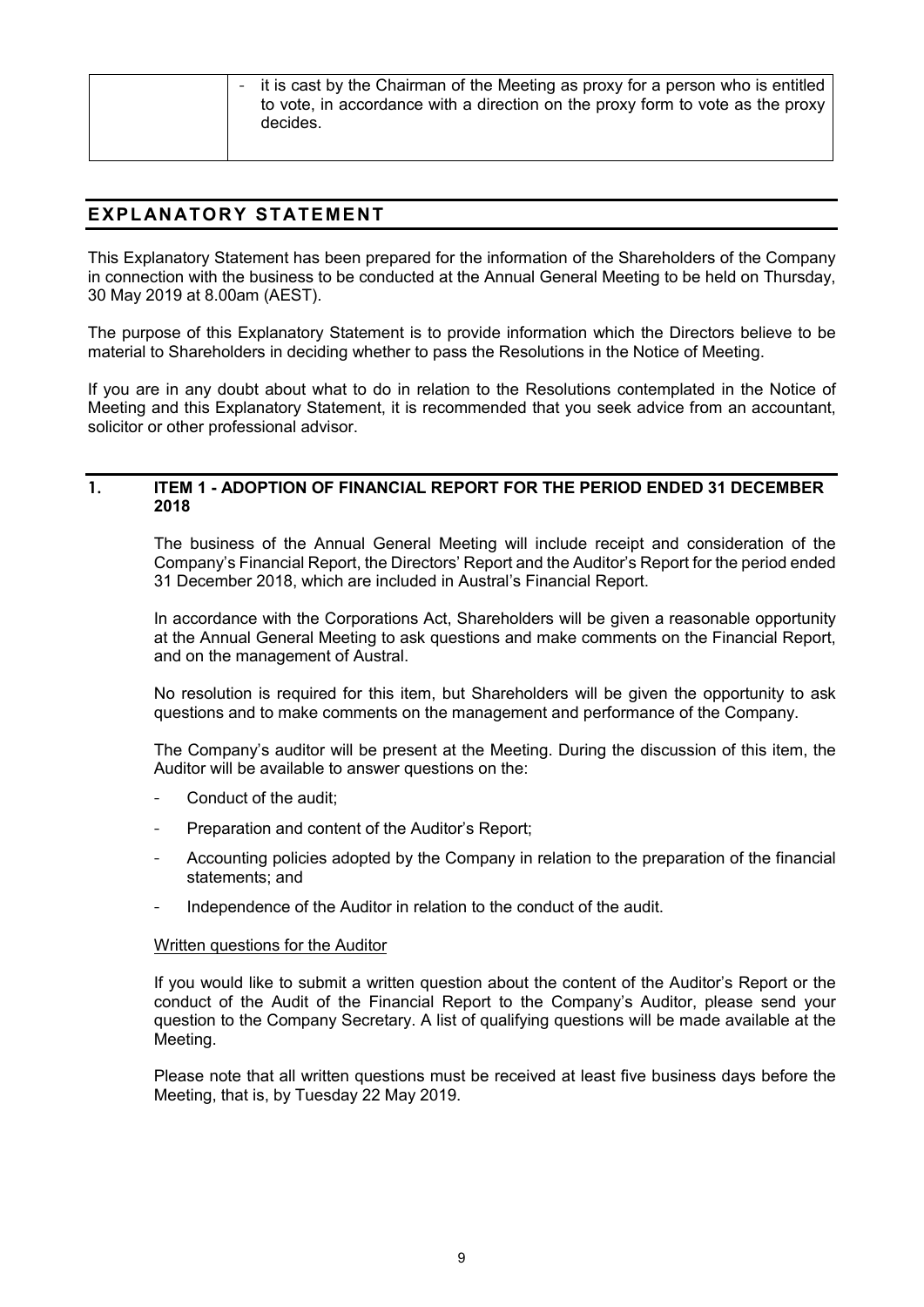|  | - it is cast by the Chairman of the Meeting as proxy for a person who is entitled to vote, in accordance with a direction on the proxy form to vote as the proxy decides. |
|---|---|

## EXPLANATORY STATEMENT

This Explanatory Statement has been prepared for the information of the Shareholders of the Company in connection with the business to be conducted at the Annual General Meeting to be held on Thursday, 30 May 2019 at 8.00am (AEST).

The purpose of this Explanatory Statement is to provide information which the Directors believe to be material to Shareholders in deciding whether to pass the Resolutions in the Notice of Meeting.

If you are in any doubt about what to do in relation to the Resolutions contemplated in the Notice of Meeting and this Explanatory Statement, it is recommended that you seek advice from an accountant, solicitor or other professional advisor.

### 1. ITEM 1 - ADOPTION OF FINANCIAL REPORT FOR THE PERIOD ENDED 31 DECEMBER 2018

The business of the Annual General Meeting will include receipt and consideration of the Company's Financial Report, the Directors' Report and the Auditor's Report for the period ended 31 December 2018, which are included in Austral's Financial Report.

In accordance with the Corporations Act, Shareholders will be given a reasonable opportunity at the Annual General Meeting to ask questions and make comments on the Financial Report, and on the management of Austral.

No resolution is required for this item, but Shareholders will be given the opportunity to ask questions and to make comments on the management and performance of the Company.

The Company's auditor will be present at the Meeting. During the discussion of this item, the Auditor will be available to answer questions on the:

- Conduct of the audit;
- Preparation and content of the Auditor's Report;
- Accounting policies adopted by the Company in relation to the preparation of the financial statements; and
- Independence of the Auditor in relation to the conduct of the audit.

Written questions for the Auditor

If you would like to submit a written question about the content of the Auditor's Report or the conduct of the Audit of the Financial Report to the Company's Auditor, please send your question to the Company Secretary. A list of qualifying questions will be made available at the Meeting.

Please note that all written questions must be received at least five business days before the Meeting, that is, by Tuesday 22 May 2019.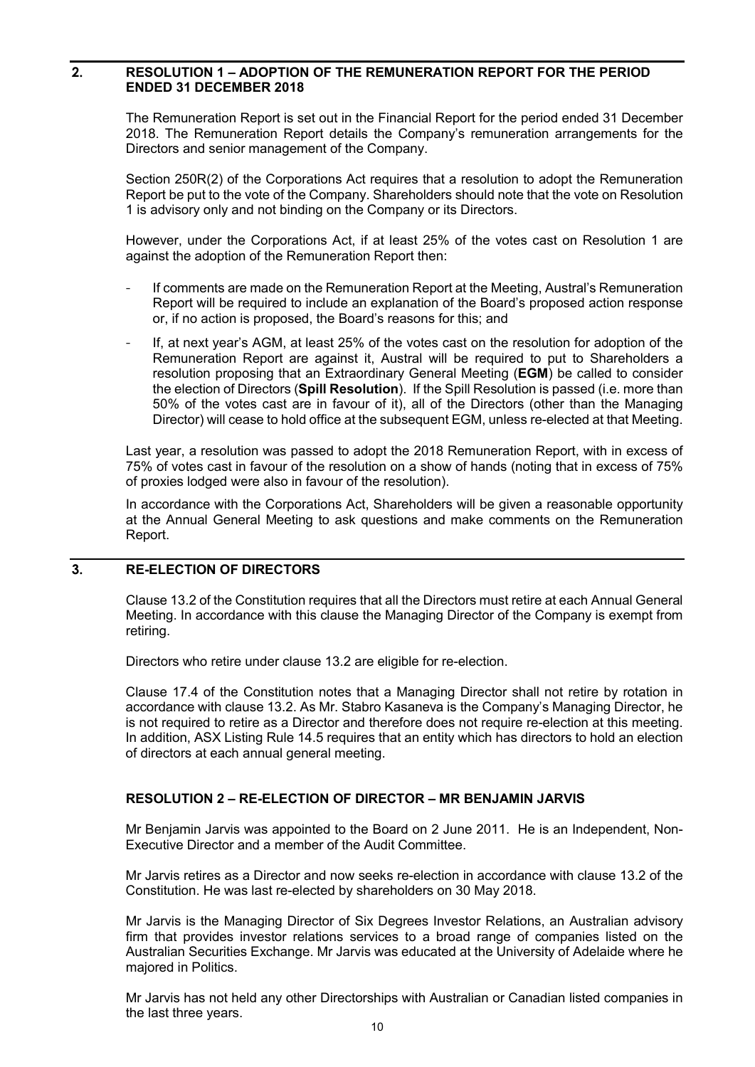## 2. RESOLUTION 1 – ADOPTION OF THE REMUNERATION REPORT FOR THE PERIOD ENDED 31 DECEMBER 2018

The Remuneration Report is set out in the Financial Report for the period ended 31 December 2018. The Remuneration Report details the Company's remuneration arrangements for the Directors and senior management of the Company.

Section 250R(2) of the Corporations Act requires that a resolution to adopt the Remuneration Report be put to the vote of the Company. Shareholders should note that the vote on Resolution 1 is advisory only and not binding on the Company or its Directors.

However, under the Corporations Act, if at least 25% of the votes cast on Resolution 1 are against the adoption of the Remuneration Report then:

- If comments are made on the Remuneration Report at the Meeting, Austral's Remuneration Report will be required to include an explanation of the Board's proposed action response or, if no action is proposed, the Board's reasons for this; and
- If, at next year's AGM, at least 25% of the votes cast on the resolution for adoption of the Remuneration Report are against it, Austral will be required to put to Shareholders a resolution proposing that an Extraordinary General Meeting (**EGM**) be called to consider the election of Directors (**Spill Resolution**). If the Spill Resolution is passed (i.e. more than 50% of the votes cast are in favour of it), all of the Directors (other than the Managing Director) will cease to hold office at the subsequent EGM, unless re-elected at that Meeting.

Last year, a resolution was passed to adopt the 2018 Remuneration Report, with in excess of 75% of votes cast in favour of the resolution on a show of hands (noting that in excess of 75% of proxies lodged were also in favour of the resolution).

In accordance with the Corporations Act, Shareholders will be given a reasonable opportunity at the Annual General Meeting to ask questions and make comments on the Remuneration Report.

## 3. RE-ELECTION OF DIRECTORS

Clause 13.2 of the Constitution requires that all the Directors must retire at each Annual General Meeting. In accordance with this clause the Managing Director of the Company is exempt from retiring.

Directors who retire under clause 13.2 are eligible for re-election.

Clause 17.4 of the Constitution notes that a Managing Director shall not retire by rotation in accordance with clause 13.2. As Mr. Stabro Kasaneva is the Company's Managing Director, he is not required to retire as a Director and therefore does not require re-election at this meeting. In addition, ASX Listing Rule 14.5 requires that an entity which has directors to hold an election of directors at each annual general meeting.

### RESOLUTION 2 – RE-ELECTION OF DIRECTOR – MR BENJAMIN JARVIS

Mr Benjamin Jarvis was appointed to the Board on 2 June 2011. He is an Independent, Non-Executive Director and a member of the Audit Committee.

Mr Jarvis retires as a Director and now seeks re-election in accordance with clause 13.2 of the Constitution. He was last re-elected by shareholders on 30 May 2018.

Mr Jarvis is the Managing Director of Six Degrees Investor Relations, an Australian advisory firm that provides investor relations services to a broad range of companies listed on the Australian Securities Exchange. Mr Jarvis was educated at the University of Adelaide where he majored in Politics.

Mr Jarvis has not held any other Directorships with Australian or Canadian listed companies in the last three years.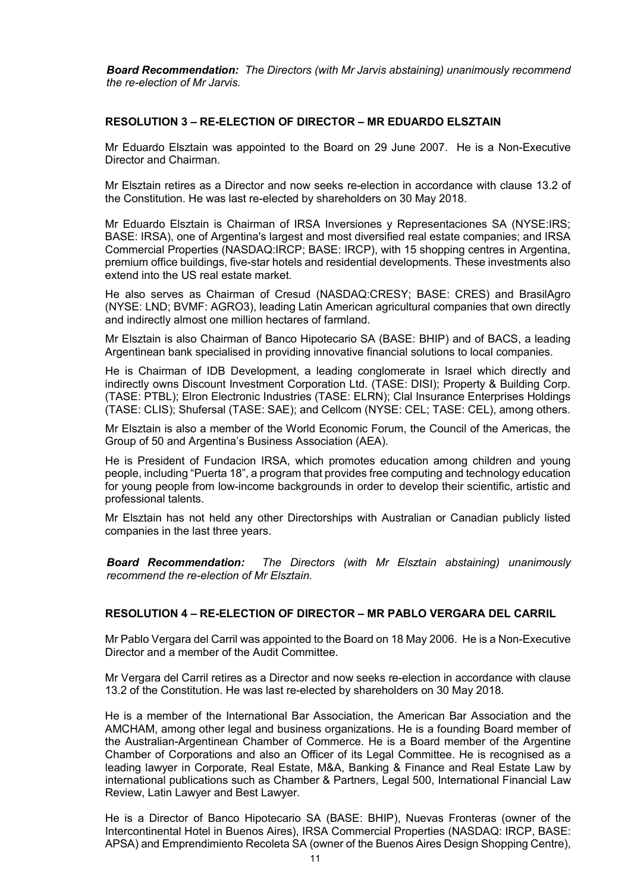***Board Recommendation:*** *The Directors (with Mr Jarvis abstaining) unanimously recommend the re-election of Mr Jarvis.*

**RESOLUTION 3 – RE-ELECTION OF DIRECTOR – MR EDUARDO ELSZTAIN**

Mr Eduardo Elsztain was appointed to the Board on 29 June 2007. He is a Non-Executive Director and Chairman.

Mr Elsztain retires as a Director and now seeks re-election in accordance with clause 13.2 of the Constitution. He was last re-elected by shareholders on 30 May 2018.

Mr Eduardo Elsztain is Chairman of IRSA Inversiones y Representaciones SA (NYSE:IRS; BASE: IRSA), one of Argentina's largest and most diversified real estate companies; and IRSA Commercial Properties (NASDAQ:IRCP; BASE: IRCP), with 15 shopping centres in Argentina, premium office buildings, five-star hotels and residential developments. These investments also extend into the US real estate market.

He also serves as Chairman of Cresud (NASDAQ:CRESY; BASE: CRES) and BrasilAgro (NYSE: LND; BVMF: AGRO3), leading Latin American agricultural companies that own directly and indirectly almost one million hectares of farmland.

Mr Elsztain is also Chairman of Banco Hipotecario SA (BASE: BHIP) and of BACS, a leading Argentinean bank specialised in providing innovative financial solutions to local companies.

He is Chairman of IDB Development, a leading conglomerate in Israel which directly and indirectly owns Discount Investment Corporation Ltd. (TASE: DISI); Property & Building Corp. (TASE: PTBL); Elron Electronic Industries (TASE: ELRN); Clal Insurance Enterprises Holdings (TASE: CLIS); Shufersal (TASE: SAE); and Cellcom (NYSE: CEL; TASE: CEL), among others.

Mr Elsztain is also a member of the World Economic Forum, the Council of the Americas, the Group of 50 and Argentina's Business Association (AEA).

He is President of Fundacion IRSA, which promotes education among children and young people, including "Puerta 18", a program that provides free computing and technology education for young people from low-income backgrounds in order to develop their scientific, artistic and professional talents.

Mr Elsztain has not held any other Directorships with Australian or Canadian publicly listed companies in the last three years.

***Board Recommendation:*** *The Directors (with Mr Elsztain abstaining) unanimously recommend the re-election of Mr Elsztain.*

**RESOLUTION 4 – RE-ELECTION OF DIRECTOR – MR PABLO VERGARA DEL CARRIL**

Mr Pablo Vergara del Carril was appointed to the Board on 18 May 2006. He is a Non-Executive Director and a member of the Audit Committee.

Mr Vergara del Carril retires as a Director and now seeks re-election in accordance with clause 13.2 of the Constitution. He was last re-elected by shareholders on 30 May 2018.

He is a member of the International Bar Association, the American Bar Association and the AMCHAM, among other legal and business organizations. He is a founding Board member of the Australian-Argentinean Chamber of Commerce. He is a Board member of the Argentine Chamber of Corporations and also an Officer of its Legal Committee. He is recognised as a leading lawyer in Corporate, Real Estate, M&A, Banking & Finance and Real Estate Law by international publications such as Chamber & Partners, Legal 500, International Financial Law Review, Latin Lawyer and Best Lawyer.

He is a Director of Banco Hipotecario SA (BASE: BHIP), Nuevas Fronteras (owner of the Intercontinental Hotel in Buenos Aires), IRSA Commercial Properties (NASDAQ: IRCP, BASE: APSA) and Emprendimiento Recoleta SA (owner of the Buenos Aires Design Shopping Centre),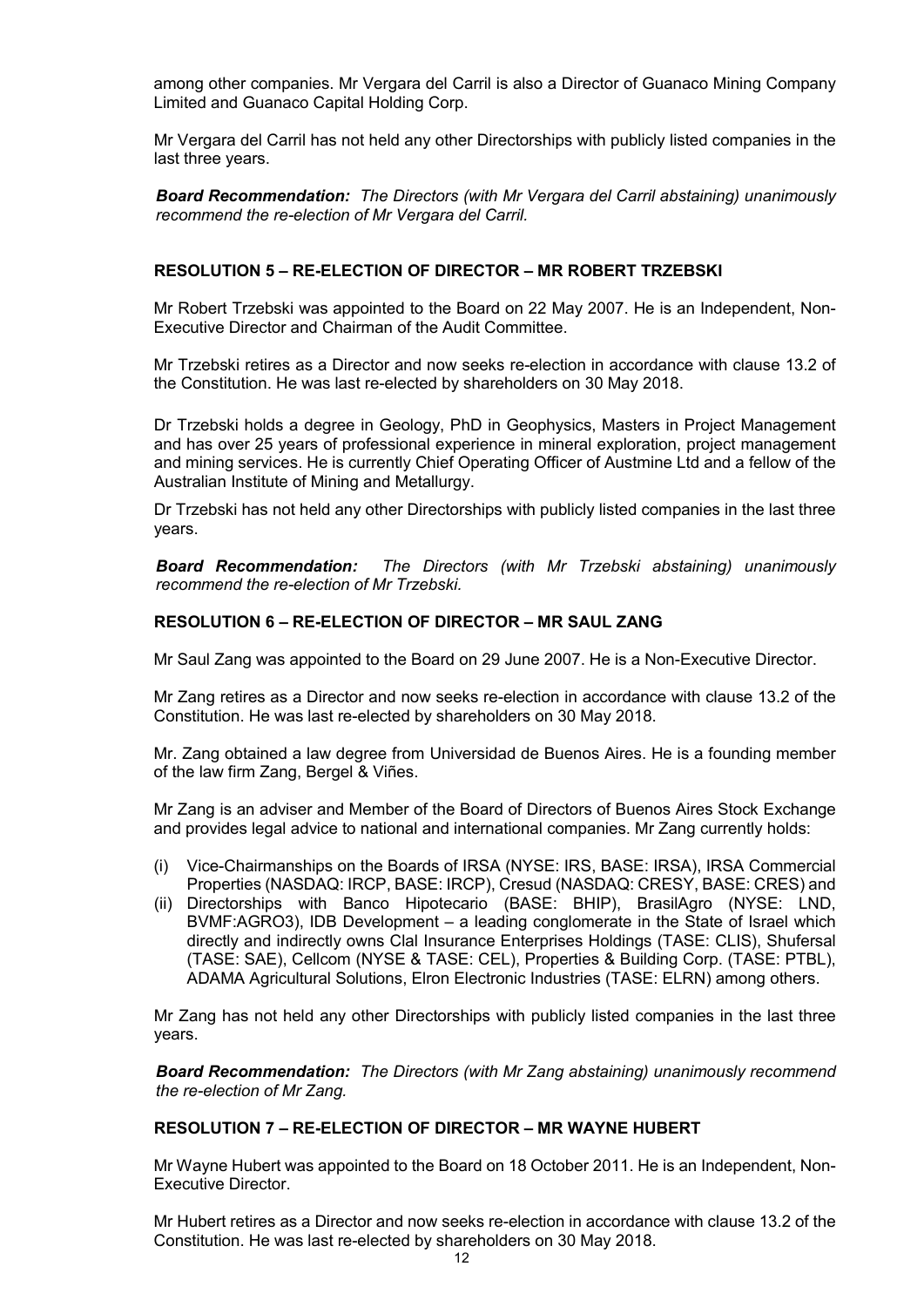among other companies. Mr Vergara del Carril is also a Director of Guanaco Mining Company Limited and Guanaco Capital Holding Corp.

Mr Vergara del Carril has not held any other Directorships with publicly listed companies in the last three years.

***Board Recommendation:*** *The Directors (with Mr Vergara del Carril abstaining) unanimously recommend the re-election of Mr Vergara del Carril.*

## RESOLUTION 5 – RE-ELECTION OF DIRECTOR – MR ROBERT TRZEBSKI

Mr Robert Trzebski was appointed to the Board on 22 May 2007. He is an Independent, Non-Executive Director and Chairman of the Audit Committee.

Mr Trzebski retires as a Director and now seeks re-election in accordance with clause 13.2 of the Constitution. He was last re-elected by shareholders on 30 May 2018.

Dr Trzebski holds a degree in Geology, PhD in Geophysics, Masters in Project Management and has over 25 years of professional experience in mineral exploration, project management and mining services. He is currently Chief Operating Officer of Austmine Ltd and a fellow of the Australian Institute of Mining and Metallurgy.

Dr Trzebski has not held any other Directorships with publicly listed companies in the last three years.

***Board Recommendation:*** *The Directors (with Mr Trzebski abstaining) unanimously recommend the re-election of Mr Trzebski.*

## RESOLUTION 6 – RE-ELECTION OF DIRECTOR – MR SAUL ZANG

Mr Saul Zang was appointed to the Board on 29 June 2007. He is a Non-Executive Director.

Mr Zang retires as a Director and now seeks re-election in accordance with clause 13.2 of the Constitution. He was last re-elected by shareholders on 30 May 2018.

Mr. Zang obtained a law degree from Universidad de Buenos Aires. He is a founding member of the law firm Zang, Bergel & Viñes.

Mr Zang is an adviser and Member of the Board of Directors of Buenos Aires Stock Exchange and provides legal advice to national and international companies. Mr Zang currently holds:

(i) Vice-Chairmanships on the Boards of IRSA (NYSE: IRS, BASE: IRSA), IRSA Commercial Properties (NASDAQ: IRCP, BASE: IRCP), Cresud (NASDAQ: CRESY, BASE: CRES) and
(ii) Directorships with Banco Hipotecario (BASE: BHIP), BrasilAgro (NYSE: LND, BVMF:AGRO3), IDB Development – a leading conglomerate in the State of Israel which directly and indirectly owns Clal Insurance Enterprises Holdings (TASE: CLIS), Shufersal (TASE: SAE), Cellcom (NYSE & TASE: CEL), Properties & Building Corp. (TASE: PTBL), ADAMA Agricultural Solutions, Elron Electronic Industries (TASE: ELRN) among others.

Mr Zang has not held any other Directorships with publicly listed companies in the last three years.

***Board Recommendation:*** *The Directors (with Mr Zang abstaining) unanimously recommend the re-election of Mr Zang.*

## RESOLUTION 7 – RE-ELECTION OF DIRECTOR – MR WAYNE HUBERT

Mr Wayne Hubert was appointed to the Board on 18 October 2011. He is an Independent, Non-Executive Director.

Mr Hubert retires as a Director and now seeks re-election in accordance with clause 13.2 of the Constitution. He was last re-elected by shareholders on 30 May 2018.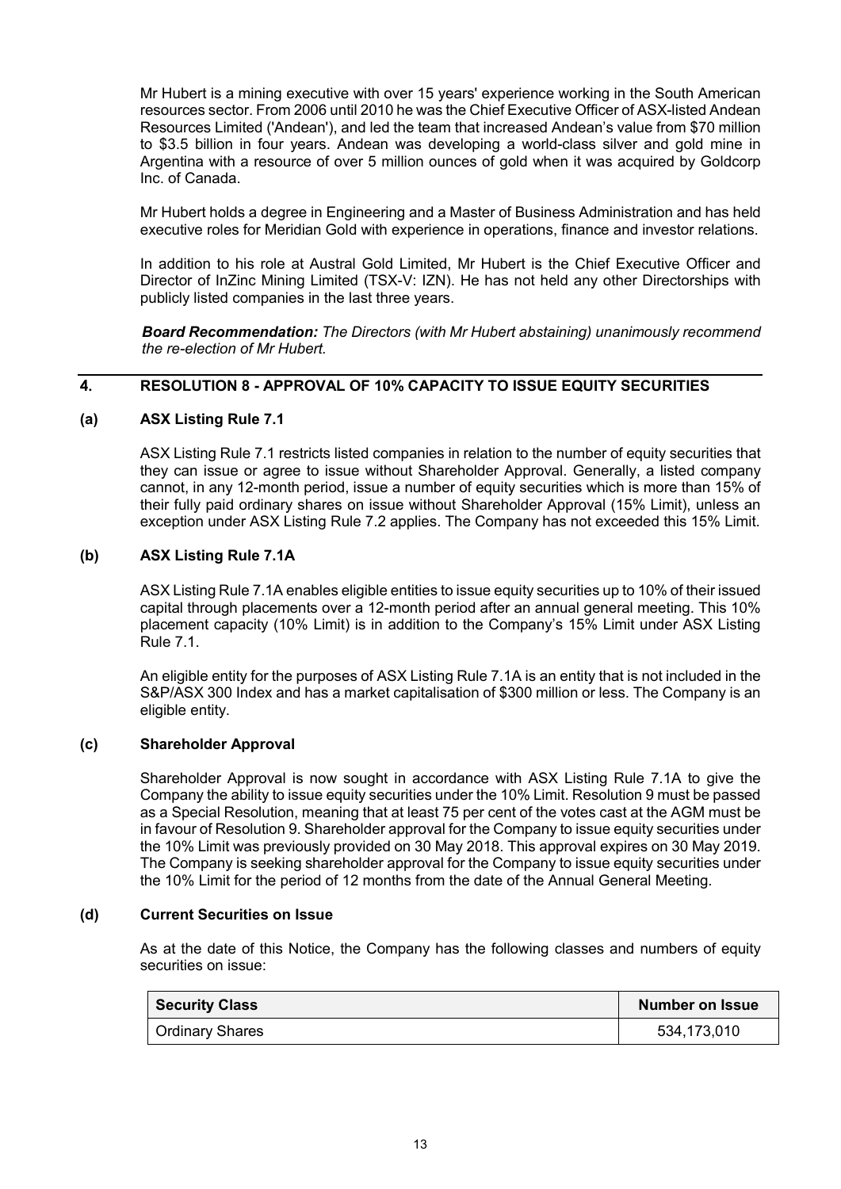Mr Hubert is a mining executive with over 15 years' experience working in the South American resources sector. From 2006 until 2010 he was the Chief Executive Officer of ASX-listed Andean Resources Limited ('Andean'), and led the team that increased Andean's value from $70 million to $3.5 billion in four years. Andean was developing a world-class silver and gold mine in Argentina with a resource of over 5 million ounces of gold when it was acquired by Goldcorp Inc. of Canada.

Mr Hubert holds a degree in Engineering and a Master of Business Administration and has held executive roles for Meridian Gold with experience in operations, finance and investor relations.

In addition to his role at Austral Gold Limited, Mr Hubert is the Chief Executive Officer and Director of InZinc Mining Limited (TSX-V: IZN). He has not held any other Directorships with publicly listed companies in the last three years.

***Board Recommendation:*** *The Directors (with Mr Hubert abstaining) unanimously recommend the re-election of Mr Hubert.*

## 4. RESOLUTION 8 - APPROVAL OF 10% CAPACITY TO ISSUE EQUITY SECURITIES

### (a) ASX Listing Rule 7.1

ASX Listing Rule 7.1 restricts listed companies in relation to the number of equity securities that they can issue or agree to issue without Shareholder Approval. Generally, a listed company cannot, in any 12-month period, issue a number of equity securities which is more than 15% of their fully paid ordinary shares on issue without Shareholder Approval (15% Limit), unless an exception under ASX Listing Rule 7.2 applies. The Company has not exceeded this 15% Limit.

### (b) ASX Listing Rule 7.1A

ASX Listing Rule 7.1A enables eligible entities to issue equity securities up to 10% of their issued capital through placements over a 12-month period after an annual general meeting. This 10% placement capacity (10% Limit) is in addition to the Company's 15% Limit under ASX Listing Rule 7.1.

An eligible entity for the purposes of ASX Listing Rule 7.1A is an entity that is not included in the S&P/ASX 300 Index and has a market capitalisation of $300 million or less. The Company is an eligible entity.

### (c) Shareholder Approval

Shareholder Approval is now sought in accordance with ASX Listing Rule 7.1A to give the Company the ability to issue equity securities under the 10% Limit. Resolution 9 must be passed as a Special Resolution, meaning that at least 75 per cent of the votes cast at the AGM must be in favour of Resolution 9. Shareholder approval for the Company to issue equity securities under the 10% Limit was previously provided on 30 May 2018. This approval expires on 30 May 2019. The Company is seeking shareholder approval for the Company to issue equity securities under the 10% Limit for the period of 12 months from the date of the Annual General Meeting.

### (d) Current Securities on Issue

As at the date of this Notice, the Company has the following classes and numbers of equity securities on issue:

| Security Class | Number on Issue |
| --- | --- |
| Ordinary Shares | 534,173,010 |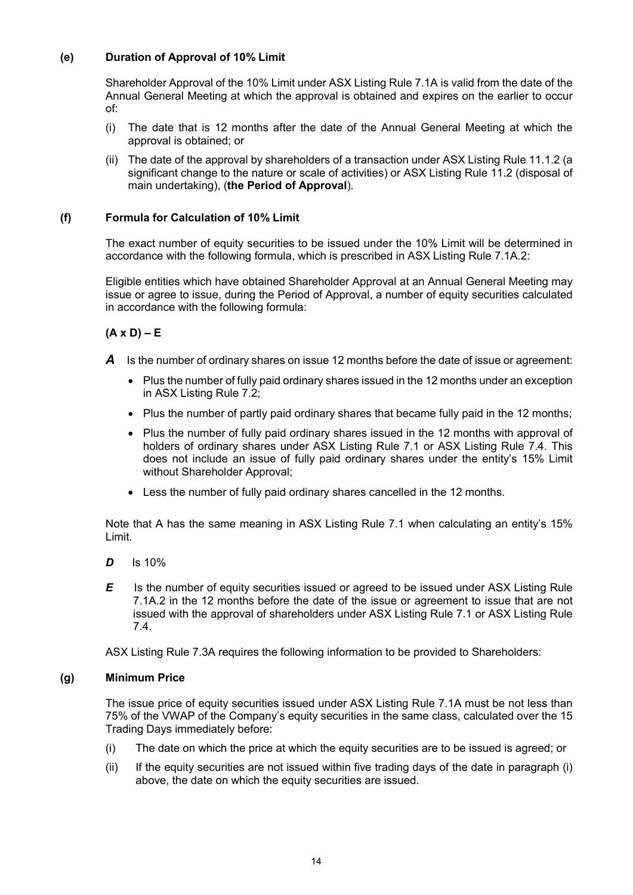### (e) Duration of Approval of 10% Limit

Shareholder Approval of the 10% Limit under ASX Listing Rule 7.1A is valid from the date of the Annual General Meeting at which the approval is obtained and expires on the earlier to occur of:

(i) The date that is 12 months after the date of the Annual General Meeting at which the approval is obtained; or

(ii) The date of the approval by shareholders of a transaction under ASX Listing Rule 11.1.2 (a significant change to the nature or scale of activities) or ASX Listing Rule 11.2 (disposal of main undertaking), (**the Period of Approval**).

### (f) Formula for Calculation of 10% Limit

The exact number of equity securities to be issued under the 10% Limit will be determined in accordance with the following formula, which is prescribed in ASX Listing Rule 7.1A.2:

Eligible entities which have obtained Shareholder Approval at an Annual General Meeting may issue or agree to issue, during the Period of Approval, a number of equity securities calculated in accordance with the following formula:

**(A x D) – E**

***A*** Is the number of ordinary shares on issue 12 months before the date of issue or agreement:

- Plus the number of fully paid ordinary shares issued in the 12 months under an exception in ASX Listing Rule 7.2;
- Plus the number of partly paid ordinary shares that became fully paid in the 12 months;
- Plus the number of fully paid ordinary shares issued in the 12 months with approval of holders of ordinary shares under ASX Listing Rule 7.1 or ASX Listing Rule 7.4. This does not include an issue of fully paid ordinary shares under the entity's 15% Limit without Shareholder Approval;
- Less the number of fully paid ordinary shares cancelled in the 12 months.

Note that A has the same meaning in ASX Listing Rule 7.1 when calculating an entity's 15% Limit.

***D*** Is 10%

***E*** Is the number of equity securities issued or agreed to be issued under ASX Listing Rule 7.1A.2 in the 12 months before the date of the issue or agreement to issue that are not issued with the approval of shareholders under ASX Listing Rule 7.1 or ASX Listing Rule 7.4.

ASX Listing Rule 7.3A requires the following information to be provided to Shareholders:

### (g) Minimum Price

The issue price of equity securities issued under ASX Listing Rule 7.1A must be not less than 75% of the VWAP of the Company's equity securities in the same class, calculated over the 15 Trading Days immediately before:

(i) The date on which the price at which the equity securities are to be issued is agreed; or

(ii) If the equity securities are not issued within five trading days of the date in paragraph (i) above, the date on which the equity securities are issued.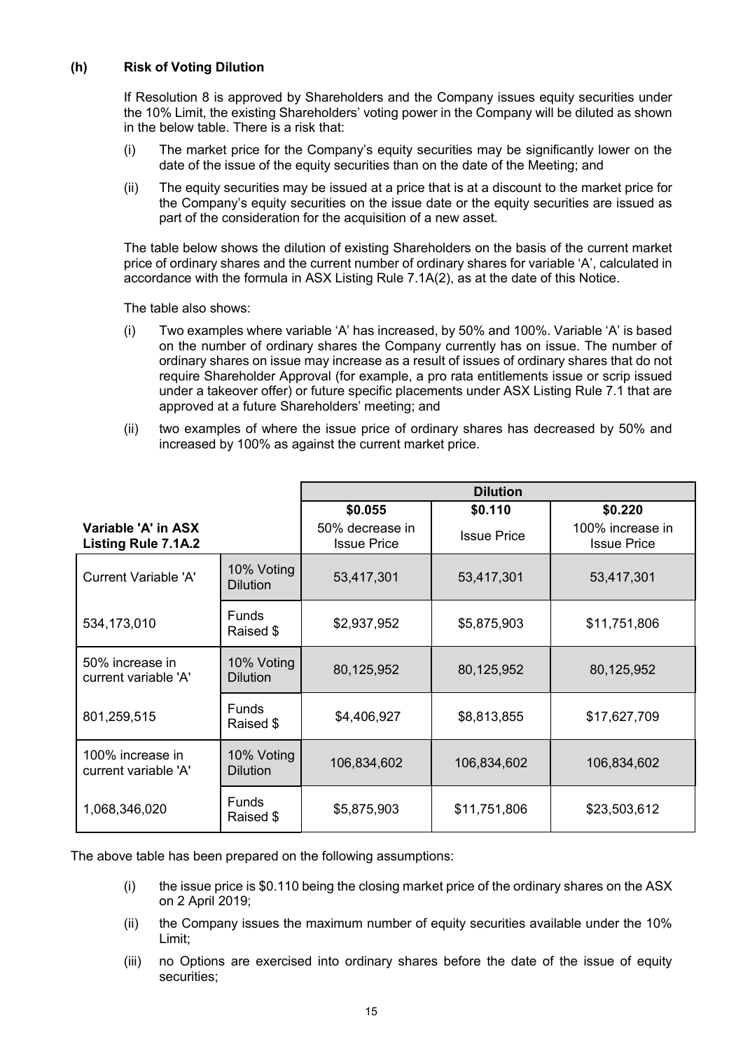**(h) Risk of Voting Dilution**

If Resolution 8 is approved by Shareholders and the Company issues equity securities under the 10% Limit, the existing Shareholders' voting power in the Company will be diluted as shown in the below table. There is a risk that:

(i) The market price for the Company's equity securities may be significantly lower on the date of the issue of the equity securities than on the date of the Meeting; and

(ii) The equity securities may be issued at a price that is at a discount to the market price for the Company's equity securities on the issue date or the equity securities are issued as part of the consideration for the acquisition of a new asset.

The table below shows the dilution of existing Shareholders on the basis of the current market price of ordinary shares and the current number of ordinary shares for variable 'A', calculated in accordance with the formula in ASX Listing Rule 7.1A(2), as at the date of this Notice.

The table also shows:

(i) Two examples where variable 'A' has increased, by 50% and 100%. Variable 'A' is based on the number of ordinary shares the Company currently has on issue. The number of ordinary shares on issue may increase as a result of issues of ordinary shares that do not require Shareholder Approval (for example, a pro rata entitlements issue or scrip issued under a takeover offer) or future specific placements under ASX Listing Rule 7.1 that are approved at a future Shareholders' meeting; and

(ii) two examples of where the issue price of ordinary shares has decreased by 50% and increased by 100% as against the current market price.

| | | **Dilution** | | |
|---|---|---|---|---|
| **Variable 'A' in ASX Listing Rule 7.1A.2** | | **\$0.055** 50% decrease in Issue Price | **\$0.110** Issue Price | **\$0.220** 100% increase in Issue Price |
| Current Variable 'A' | 10% Voting Dilution | 53,417,301 | 53,417,301 | 53,417,301 |
| 534,173,010 | Funds Raised \$ | \$2,937,952 | \$5,875,903 | \$11,751,806 |
| 50% increase in current variable 'A' | 10% Voting Dilution | 80,125,952 | 80,125,952 | 80,125,952 |
| 801,259,515 | Funds Raised \$ | \$4,406,927 | \$8,813,855 | \$17,627,709 |
| 100% increase in current variable 'A' | 10% Voting Dilution | 106,834,602 | 106,834,602 | 106,834,602 |
| 1,068,346,020 | Funds Raised \$ | \$5,875,903 | \$11,751,806 | \$23,503,612 |

The above table has been prepared on the following assumptions:

(i) the issue price is \$0.110 being the closing market price of the ordinary shares on the ASX on 2 April 2019;

(ii) the Company issues the maximum number of equity securities available under the 10% Limit;

(iii) no Options are exercised into ordinary shares before the date of the issue of equity securities;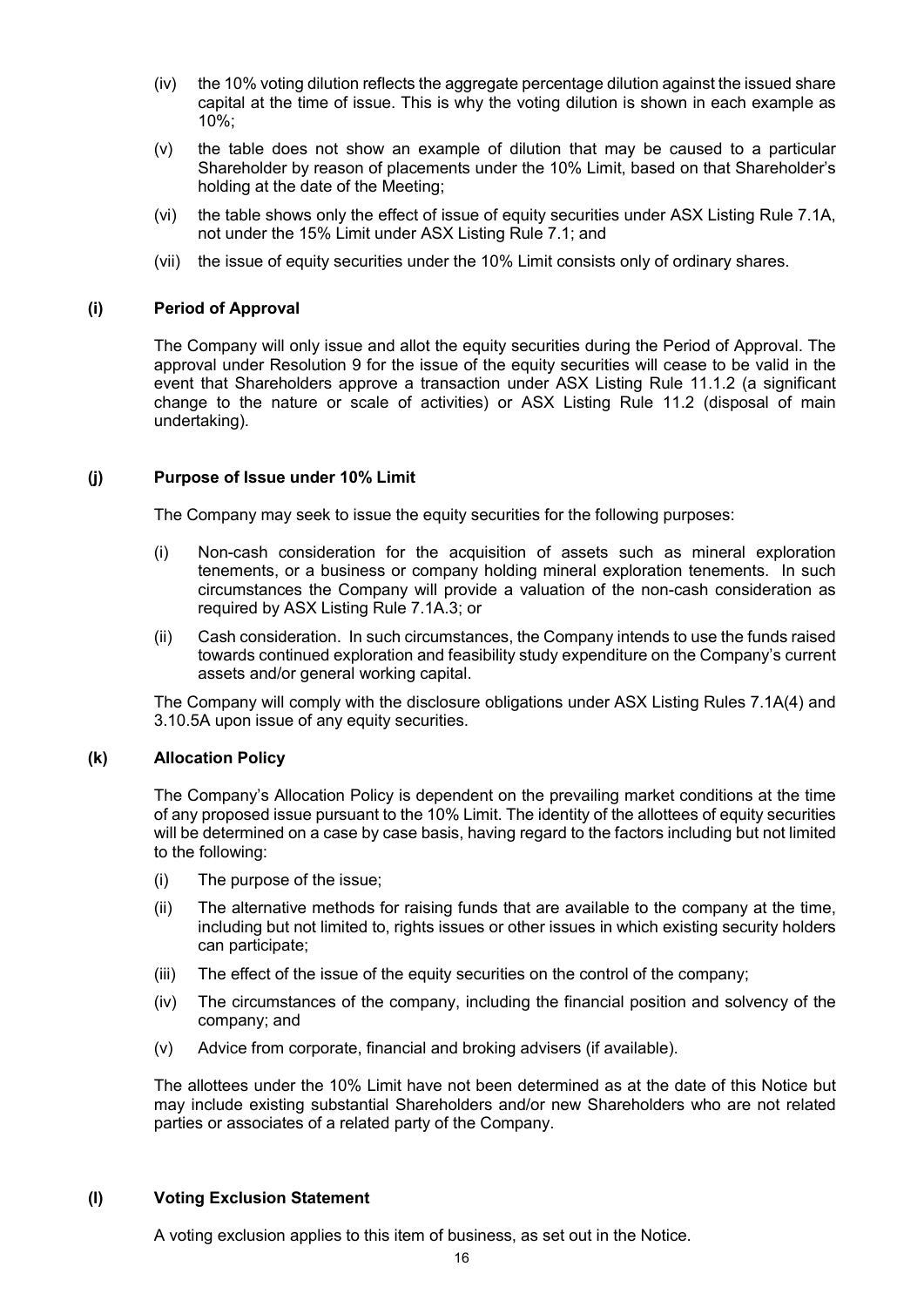(iv) the 10% voting dilution reflects the aggregate percentage dilution against the issued share capital at the time of issue. This is why the voting dilution is shown in each example as 10%;

(v) the table does not show an example of dilution that may be caused to a particular Shareholder by reason of placements under the 10% Limit, based on that Shareholder's holding at the date of the Meeting;

(vi) the table shows only the effect of issue of equity securities under ASX Listing Rule 7.1A, not under the 15% Limit under ASX Listing Rule 7.1; and

(vii) the issue of equity securities under the 10% Limit consists only of ordinary shares.

### (i) Period of Approval

The Company will only issue and allot the equity securities during the Period of Approval. The approval under Resolution 9 for the issue of the equity securities will cease to be valid in the event that Shareholders approve a transaction under ASX Listing Rule 11.1.2 (a significant change to the nature or scale of activities) or ASX Listing Rule 11.2 (disposal of main undertaking).

### (j) Purpose of Issue under 10% Limit

The Company may seek to issue the equity securities for the following purposes:

(i) Non-cash consideration for the acquisition of assets such as mineral exploration tenements, or a business or company holding mineral exploration tenements. In such circumstances the Company will provide a valuation of the non-cash consideration as required by ASX Listing Rule 7.1A.3; or

(ii) Cash consideration. In such circumstances, the Company intends to use the funds raised towards continued exploration and feasibility study expenditure on the Company's current assets and/or general working capital.

The Company will comply with the disclosure obligations under ASX Listing Rules 7.1A(4) and 3.10.5A upon issue of any equity securities.

### (k) Allocation Policy

The Company's Allocation Policy is dependent on the prevailing market conditions at the time of any proposed issue pursuant to the 10% Limit. The identity of the allottees of equity securities will be determined on a case by case basis, having regard to the factors including but not limited to the following:

(i) The purpose of the issue;

(ii) The alternative methods for raising funds that are available to the company at the time, including but not limited to, rights issues or other issues in which existing security holders can participate;

(iii) The effect of the issue of the equity securities on the control of the company;

(iv) The circumstances of the company, including the financial position and solvency of the company; and

(v) Advice from corporate, financial and broking advisers (if available).

The allottees under the 10% Limit have not been determined as at the date of this Notice but may include existing substantial Shareholders and/or new Shareholders who are not related parties or associates of a related party of the Company.

### (l) Voting Exclusion Statement

A voting exclusion applies to this item of business, as set out in the Notice.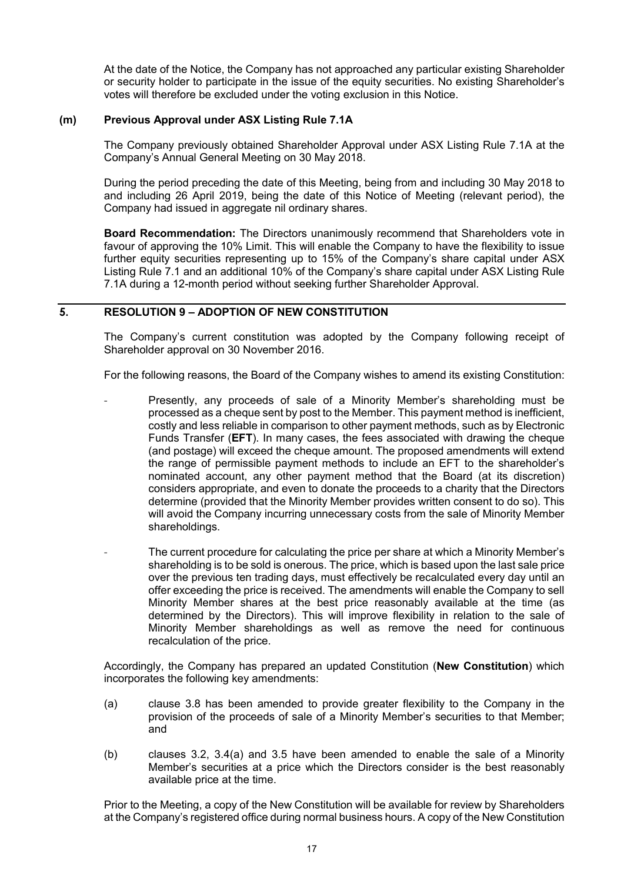At the date of the Notice, the Company has not approached any particular existing Shareholder or security holder to participate in the issue of the equity securities. No existing Shareholder's votes will therefore be excluded under the voting exclusion in this Notice.

**(m) Previous Approval under ASX Listing Rule 7.1A**

The Company previously obtained Shareholder Approval under ASX Listing Rule 7.1A at the Company's Annual General Meeting on 30 May 2018.

During the period preceding the date of this Meeting, being from and including 30 May 2018 to and including 26 April 2019, being the date of this Notice of Meeting (relevant period), the Company had issued in aggregate nil ordinary shares.

**Board Recommendation:** The Directors unanimously recommend that Shareholders vote in favour of approving the 10% Limit. This will enable the Company to have the flexibility to issue further equity securities representing up to 15% of the Company's share capital under ASX Listing Rule 7.1 and an additional 10% of the Company's share capital under ASX Listing Rule 7.1A during a 12-month period without seeking further Shareholder Approval.

## 5. RESOLUTION 9 – ADOPTION OF NEW CONSTITUTION

The Company's current constitution was adopted by the Company following receipt of Shareholder approval on 30 November 2016.

For the following reasons, the Board of the Company wishes to amend its existing Constitution:

- Presently, any proceeds of sale of a Minority Member's shareholding must be processed as a cheque sent by post to the Member. This payment method is inefficient, costly and less reliable in comparison to other payment methods, such as by Electronic Funds Transfer (**EFT**). In many cases, the fees associated with drawing the cheque (and postage) will exceed the cheque amount. The proposed amendments will extend the range of permissible payment methods to include an EFT to the shareholder's nominated account, any other payment method that the Board (at its discretion) considers appropriate, and even to donate the proceeds to a charity that the Directors determine (provided that the Minority Member provides written consent to do so). This will avoid the Company incurring unnecessary costs from the sale of Minority Member shareholdings.
- The current procedure for calculating the price per share at which a Minority Member's shareholding is to be sold is onerous. The price, which is based upon the last sale price over the previous ten trading days, must effectively be recalculated every day until an offer exceeding the price is received. The amendments will enable the Company to sell Minority Member shares at the best price reasonably available at the time (as determined by the Directors). This will improve flexibility in relation to the sale of Minority Member shareholdings as well as remove the need for continuous recalculation of the price.

Accordingly, the Company has prepared an updated Constitution (**New Constitution**) which incorporates the following key amendments:

(a) clause 3.8 has been amended to provide greater flexibility to the Company in the provision of the proceeds of sale of a Minority Member's securities to that Member; and

(b) clauses 3.2, 3.4(a) and 3.5 have been amended to enable the sale of a Minority Member's securities at a price which the Directors consider is the best reasonably available price at the time.

Prior to the Meeting, a copy of the New Constitution will be available for review by Shareholders at the Company's registered office during normal business hours. A copy of the New Constitution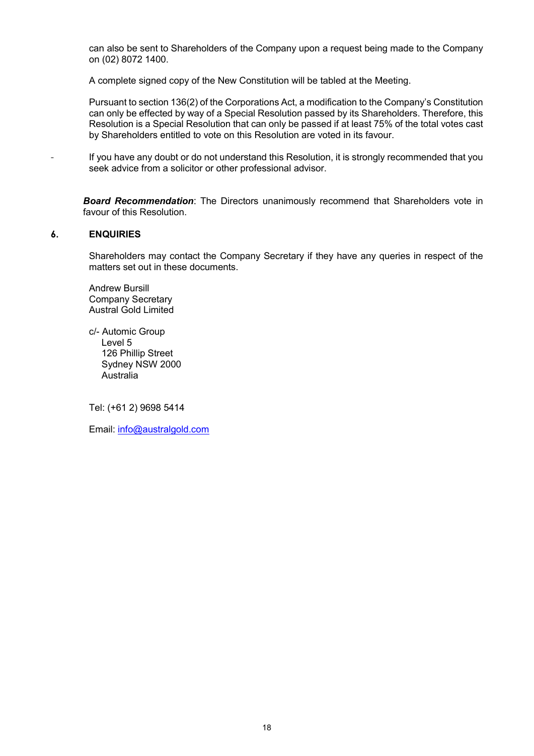can also be sent to Shareholders of the Company upon a request being made to the Company on (02) 8072 1400.

A complete signed copy of the New Constitution will be tabled at the Meeting.

Pursuant to section 136(2) of the Corporations Act, a modification to the Company's Constitution can only be effected by way of a Special Resolution passed by its Shareholders. Therefore, this Resolution is a Special Resolution that can only be passed if at least 75% of the total votes cast by Shareholders entitled to vote on this Resolution are voted in its favour.

- If you have any doubt or do not understand this Resolution, it is strongly recommended that you seek advice from a solicitor or other professional advisor.

***Board Recommendation***: The Directors unanimously recommend that Shareholders vote in favour of this Resolution.

## 6. ENQUIRIES

Shareholders may contact the Company Secretary if they have any queries in respect of the matters set out in these documents.

Andrew Bursill
Company Secretary
Austral Gold Limited

c/- Automic Group
Level 5
126 Phillip Street
Sydney NSW 2000
Australia

Tel: (+61 2) 9698 5414

Email: info@australgold.com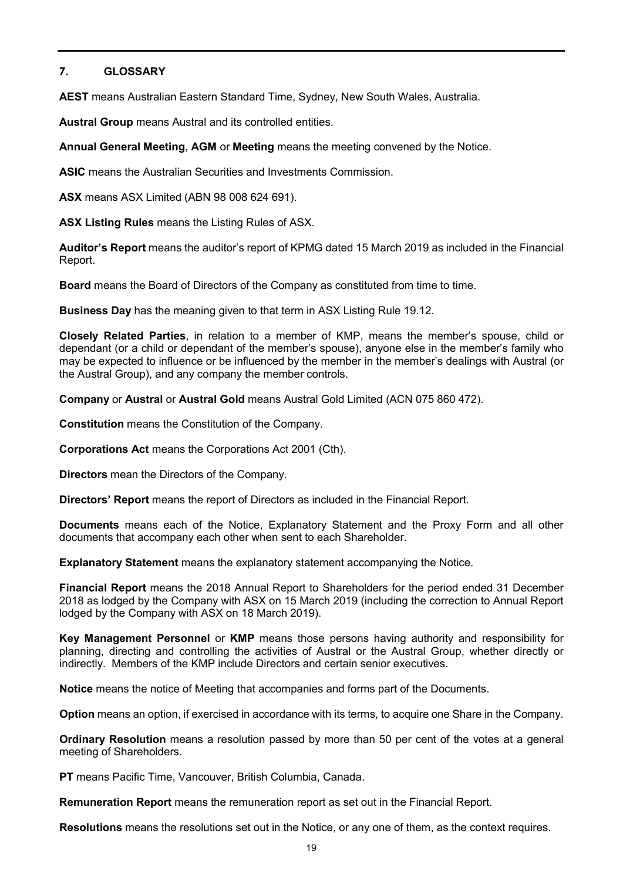## 7. GLOSSARY

**AEST** means Australian Eastern Standard Time, Sydney, New South Wales, Australia.

**Austral Group** means Austral and its controlled entities.

**Annual General Meeting**, **AGM** or **Meeting** means the meeting convened by the Notice.

**ASIC** means the Australian Securities and Investments Commission.

**ASX** means ASX Limited (ABN 98 008 624 691).

**ASX Listing Rules** means the Listing Rules of ASX.

**Auditor's Report** means the auditor's report of KPMG dated 15 March 2019 as included in the Financial Report.

**Board** means the Board of Directors of the Company as constituted from time to time.

**Business Day** has the meaning given to that term in ASX Listing Rule 19.12.

**Closely Related Parties**, in relation to a member of KMP, means the member's spouse, child or dependant (or a child or dependant of the member's spouse), anyone else in the member's family who may be expected to influence or be influenced by the member in the member's dealings with Austral (or the Austral Group), and any company the member controls.

**Company** or **Austral** or **Austral Gold** means Austral Gold Limited (ACN 075 860 472).

**Constitution** means the Constitution of the Company.

**Corporations Act** means the Corporations Act 2001 (Cth).

**Directors** mean the Directors of the Company.

**Directors' Report** means the report of Directors as included in the Financial Report.

**Documents** means each of the Notice, Explanatory Statement and the Proxy Form and all other documents that accompany each other when sent to each Shareholder.

**Explanatory Statement** means the explanatory statement accompanying the Notice.

**Financial Report** means the 2018 Annual Report to Shareholders for the period ended 31 December 2018 as lodged by the Company with ASX on 15 March 2019 (including the correction to Annual Report lodged by the Company with ASX on 18 March 2019).

**Key Management Personnel** or **KMP** means those persons having authority and responsibility for planning, directing and controlling the activities of Austral or the Austral Group, whether directly or indirectly. Members of the KMP include Directors and certain senior executives.

**Notice** means the notice of Meeting that accompanies and forms part of the Documents.

**Option** means an option, if exercised in accordance with its terms, to acquire one Share in the Company.

**Ordinary Resolution** means a resolution passed by more than 50 per cent of the votes at a general meeting of Shareholders.

**PT** means Pacific Time, Vancouver, British Columbia, Canada.

**Remuneration Report** means the remuneration report as set out in the Financial Report.

**Resolutions** means the resolutions set out in the Notice, or any one of them, as the context requires.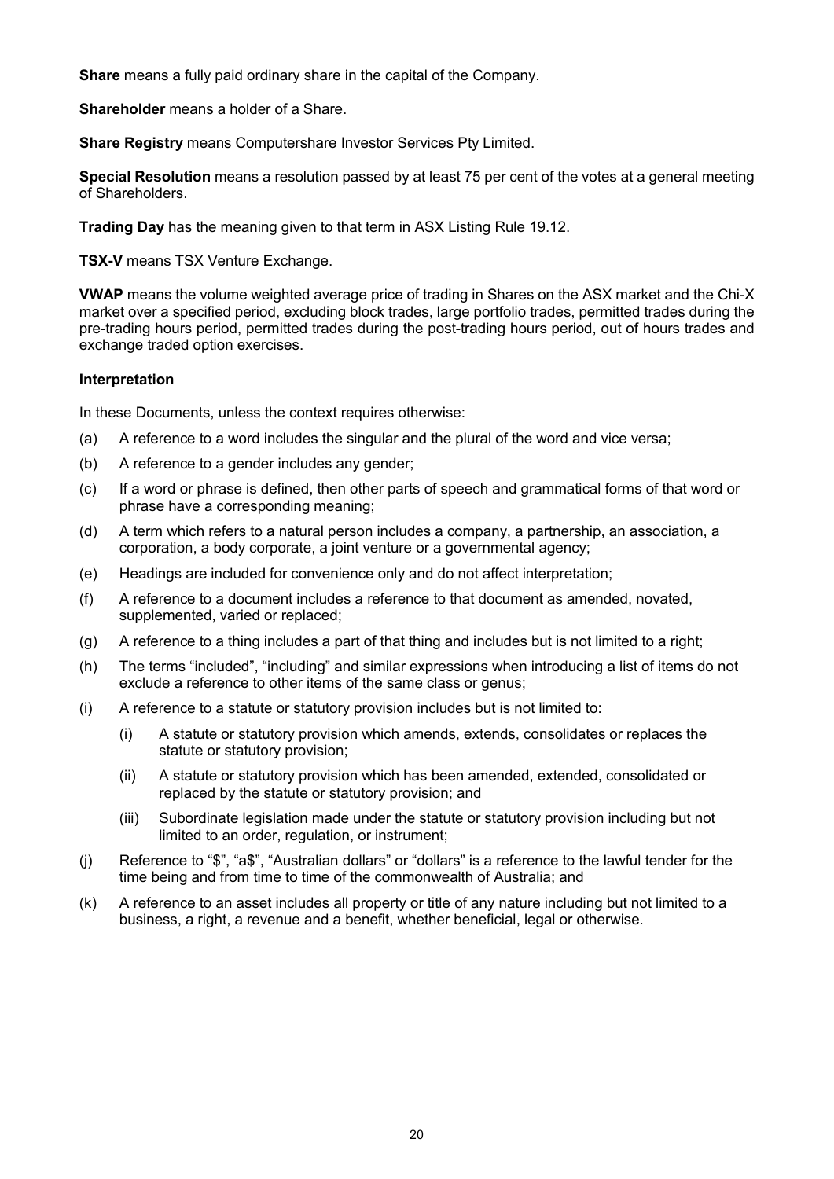**Share** means a fully paid ordinary share in the capital of the Company.

**Shareholder** means a holder of a Share.

**Share Registry** means Computershare Investor Services Pty Limited.

**Special Resolution** means a resolution passed by at least 75 per cent of the votes at a general meeting of Shareholders.

**Trading Day** has the meaning given to that term in ASX Listing Rule 19.12.

**TSX-V** means TSX Venture Exchange.

**VWAP** means the volume weighted average price of trading in Shares on the ASX market and the Chi-X market over a specified period, excluding block trades, large portfolio trades, permitted trades during the pre-trading hours period, permitted trades during the post-trading hours period, out of hours trades and exchange traded option exercises.

**Interpretation**

In these Documents, unless the context requires otherwise:

(a) A reference to a word includes the singular and the plural of the word and vice versa;

(b) A reference to a gender includes any gender;

(c) If a word or phrase is defined, then other parts of speech and grammatical forms of that word or phrase have a corresponding meaning;

(d) A term which refers to a natural person includes a company, a partnership, an association, a corporation, a body corporate, a joint venture or a governmental agency;

(e) Headings are included for convenience only and do not affect interpretation;

(f) A reference to a document includes a reference to that document as amended, novated, supplemented, varied or replaced;

(g) A reference to a thing includes a part of that thing and includes but is not limited to a right;

(h) The terms "included", "including" and similar expressions when introducing a list of items do not exclude a reference to other items of the same class or genus;

(i) A reference to a statute or statutory provision includes but is not limited to:

   (i) A statute or statutory provision which amends, extends, consolidates or replaces the statute or statutory provision;

   (ii) A statute or statutory provision which has been amended, extended, consolidated or replaced by the statute or statutory provision; and

   (iii) Subordinate legislation made under the statute or statutory provision including but not limited to an order, regulation, or instrument;

(j) Reference to "$", "a$", "Australian dollars" or "dollars" is a reference to the lawful tender for the time being and from time to time of the commonwealth of Australia; and

(k) A reference to an asset includes all property or title of any nature including but not limited to a business, a right, a revenue and a benefit, whether beneficial, legal or otherwise.